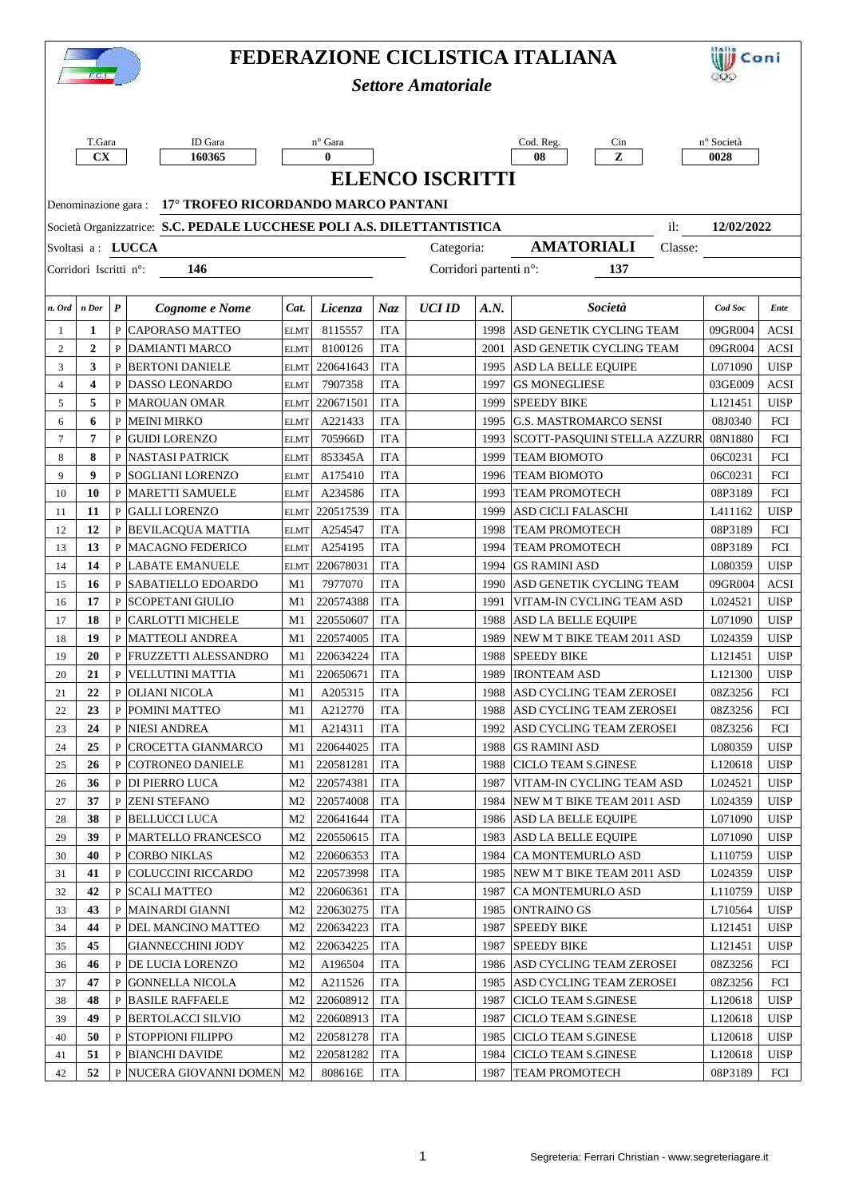# FEDERAZIONE CICLISTICA ITALIANA

*Settore Amatoriale*

| T.Gara | ID Gara | n° Gara | Cod. Reg. | Cin | n° Società |
|---|---|---|---|---|---|
| CX | 160365 | 0 | 08 | Z | 0028 |

## ELENCO ISCRITTI

Denominazione gara : **17° TROFEO RICORDANDO MARCO PANTANI**

Società Organizzatrice: **S.C. PEDALE LUCCHESE POLI A.S. DILETTANTISTICA** il: **12/02/2022**

Svoltasi a : **LUCCA** Categoria: **AMATORIALI** Classe:

Corridori Iscritti n°: **146** Corridori partenti n°: **137**

| n. Ord | n Dor | P | Cognome e Nome | Cat. | Licenza | Naz | UCI ID | A.N. | Società | Cod Soc | Ente |
|---|---|---|---|---|---|---|---|---|---|---|---|
| 1 | 1 | P | CAPORASO MATTEO | ELMT | 8115557 | ITA | | 1998 | ASD GENETIK CYCLING TEAM | 09GR004 | ACSI |
| 2 | 2 | P | DAMIANTI MARCO | ELMT | 8100126 | ITA | | 2001 | ASD GENETIK CYCLING TEAM | 09GR004 | ACSI |
| 3 | 3 | P | BERTONI DANIELE | ELMT | 220641643 | ITA | | 1995 | ASD LA BELLE EQUIPE | L071090 | UISP |
| 4 | 4 | P | DASSO LEONARDO | ELMT | 7907358 | ITA | | 1997 | GS MONEGLIESE | 03GE009 | ACSI |
| 5 | 5 | P | MAROUAN OMAR | ELMT | 220671501 | ITA | | 1999 | SPEEDY BIKE | L121451 | UISP |
| 6 | 6 | P | MEINI MIRKO | ELMT | A221433 | ITA | | 1995 | G.S. MASTROMARCO SENSI | 08J0340 | FCI |
| 7 | 7 | P | GUIDI LORENZO | ELMT | 705966D | ITA | | 1993 | SCOTT-PASQUINI STELLA AZZURR | 08N1880 | FCI |
| 8 | 8 | P | NASTASI PATRICK | ELMT | 853345A | ITA | | 1999 | TEAM BIOMOTO | 06C0231 | FCI |
| 9 | 9 | P | SOGLIANI LORENZO | ELMT | A175410 | ITA | | 1996 | TEAM BIOMOTO | 06C0231 | FCI |
| 10 | 10 | P | MARETTI SAMUELE | ELMT | A234586 | ITA | | 1993 | TEAM PROMOTECH | 08P3189 | FCI |
| 11 | 11 | P | GALLI LORENZO | ELMT | 220517539 | ITA | | 1999 | ASD CICLI FALASCHI | L411162 | UISP |
| 12 | 12 | P | BEVILACQUA MATTIA | ELMT | A254547 | ITA | | 1998 | TEAM PROMOTECH | 08P3189 | FCI |
| 13 | 13 | P | MACAGNO FEDERICO | ELMT | A254195 | ITA | | 1994 | TEAM PROMOTECH | 08P3189 | FCI |
| 14 | 14 | P | LABATE EMANUELE | ELMT | 220678031 | ITA | | 1994 | GS RAMINI ASD | L080359 | UISP |
| 15 | 16 | P | SABATIELLO EDOARDO | M1 | 7977070 | ITA | | 1990 | ASD GENETIK CYCLING TEAM | 09GR004 | ACSI |
| 16 | 17 | P | SCOPETANI GIULIO | M1 | 220574388 | ITA | | 1991 | VITAM-IN CYCLING TEAM ASD | L024521 | UISP |
| 17 | 18 | P | CARLOTTI MICHELE | M1 | 220550607 | ITA | | 1988 | ASD LA BELLE EQUIPE | L071090 | UISP |
| 18 | 19 | P | MATTEOLI ANDREA | M1 | 220574005 | ITA | | 1989 | NEW M T BIKE TEAM 2011 ASD | L024359 | UISP |
| 19 | 20 | P | FRUZZETTI ALESSANDRO | M1 | 220634224 | ITA | | 1988 | SPEEDY BIKE | L121451 | UISP |
| 20 | 21 | P | VELLUTINI MATTIA | M1 | 220650671 | ITA | | 1989 | IRONTEAM ASD | L121300 | UISP |
| 21 | 22 | P | OLIANI NICOLA | M1 | A205315 | ITA | | 1988 | ASD CYCLING TEAM ZEROSEI | 08Z3256 | FCI |
| 22 | 23 | P | POMINI MATTEO | M1 | A212770 | ITA | | 1988 | ASD CYCLING TEAM ZEROSEI | 08Z3256 | FCI |
| 23 | 24 | P | NIESI ANDREA | M1 | A214311 | ITA | | 1992 | ASD CYCLING TEAM ZEROSEI | 08Z3256 | FCI |
| 24 | 25 | P | CROCETTA GIANMARCO | M1 | 220644025 | ITA | | 1988 | GS RAMINI ASD | L080359 | UISP |
| 25 | 26 | P | COTRONEO DANIELE | M1 | 220581281 | ITA | | 1988 | CICLO TEAM S.GINESE | L120618 | UISP |
| 26 | 36 | P | DI PIERRO LUCA | M2 | 220574381 | ITA | | 1987 | VITAM-IN CYCLING TEAM ASD | L024521 | UISP |
| 27 | 37 | P | ZENI STEFANO | M2 | 220574008 | ITA | | 1984 | NEW M T BIKE TEAM 2011 ASD | L024359 | UISP |
| 28 | 38 | P | BELLUCCI LUCA | M2 | 220641644 | ITA | | 1986 | ASD LA BELLE EQUIPE | L071090 | UISP |
| 29 | 39 | P | MARTELLO FRANCESCO | M2 | 220550615 | ITA | | 1983 | ASD LA BELLE EQUIPE | L071090 | UISP |
| 30 | 40 | P | CORBO NIKLAS | M2 | 220606353 | ITA | | 1984 | CA MONTEMURLO ASD | L110759 | UISP |
| 31 | 41 | P | COLUCCINI RICCARDO | M2 | 220573998 | ITA | | 1985 | NEW M T BIKE TEAM 2011 ASD | L024359 | UISP |
| 32 | 42 | P | SCALI MATTEO | M2 | 220606361 | ITA | | 1987 | CA MONTEMURLO ASD | L110759 | UISP |
| 33 | 43 | P | MAINARDI GIANNI | M2 | 220630275 | ITA | | 1985 | ONTRAINO GS | L710564 | UISP |
| 34 | 44 | P | DEL MANCINO MATTEO | M2 | 220634223 | ITA | | 1987 | SPEEDY BIKE | L121451 | UISP |
| 35 | 45 | | GIANNECCHINI JODY | M2 | 220634225 | ITA | | 1987 | SPEEDY BIKE | L121451 | UISP |
| 36 | 46 | P | DE LUCIA LORENZO | M2 | A196504 | ITA | | 1986 | ASD CYCLING TEAM ZEROSEI | 08Z3256 | FCI |
| 37 | 47 | P | GONNELLA NICOLA | M2 | A211526 | ITA | | 1985 | ASD CYCLING TEAM ZEROSEI | 08Z3256 | FCI |
| 38 | 48 | P | BASILE RAFFAELE | M2 | 220608912 | ITA | | 1987 | CICLO TEAM S.GINESE | L120618 | UISP |
| 39 | 49 | P | BERTOLACCI SILVIO | M2 | 220608913 | ITA | | 1987 | CICLO TEAM S.GINESE | L120618 | UISP |
| 40 | 50 | P | STOPPIONI FILIPPO | M2 | 220581278 | ITA | | 1985 | CICLO TEAM S.GINESE | L120618 | UISP |
| 41 | 51 | P | BIANCHI DAVIDE | M2 | 220581282 | ITA | | 1984 | CICLO TEAM S.GINESE | L120618 | UISP |
| 42 | 52 | P | NUCERA GIOVANNI DOMEN | M2 | 808616E | ITA | | 1987 | TEAM PROMOTECH | 08P3189 | FCI |

Segreteria: Ferrari Christian - www.segreteriagare.it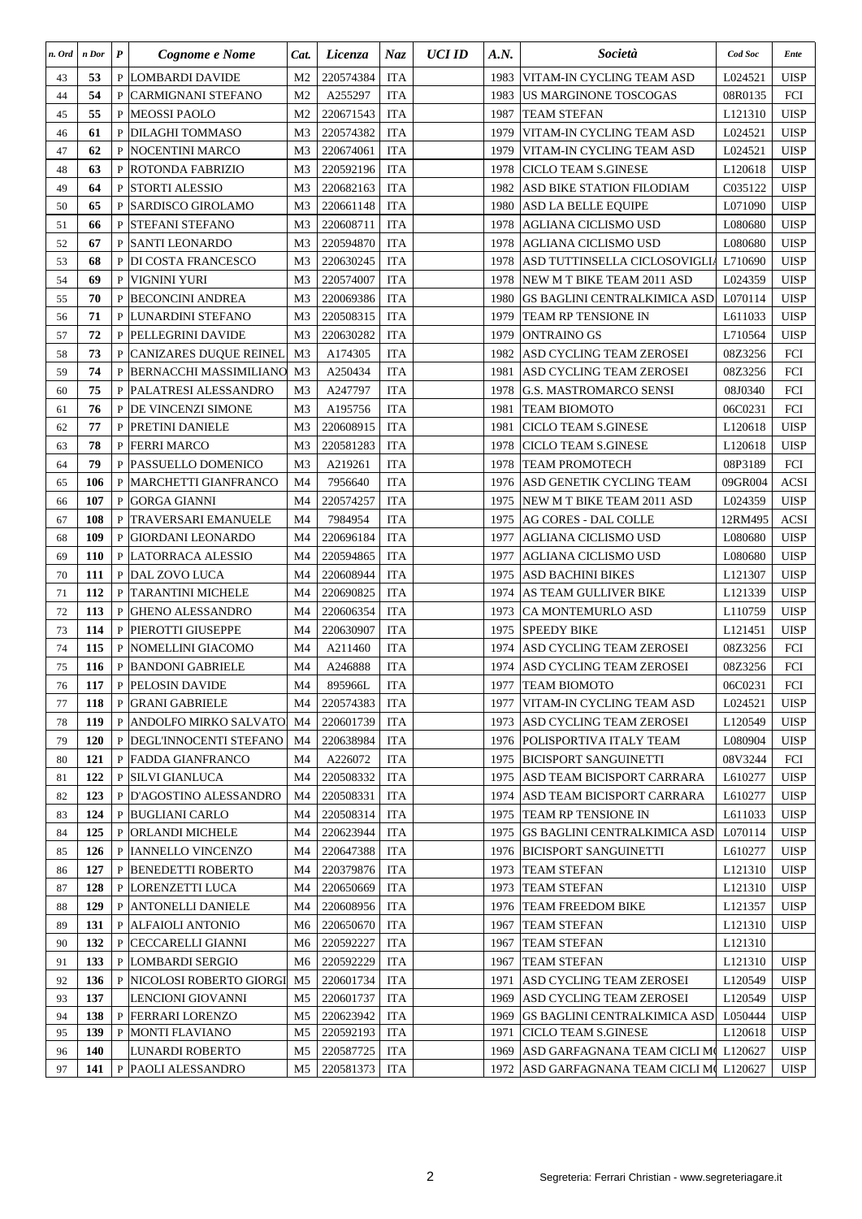| n. Ord | n Dor | P | Cognome e Nome | Cat. | Licenza | Naz | UCI ID | A.N. | Società | Cod Soc | Ente |
|---|---|---|---|---|---|---|---|---|---|---|---|
| 43 | **53** | P | LOMBARDI DAVIDE | M2 | 220574384 | ITA | | 1983 | VITAM-IN CYCLING TEAM ASD | L024521 | UISP |
| 44 | **54** | P | CARMIGNANI STEFANO | M2 | A255297 | ITA | | 1983 | US MARGINONE TOSCOGAS | 08R0135 | FCI |
| 45 | **55** | P | MEOSSI PAOLO | M2 | 220671543 | ITA | | 1987 | TEAM STEFAN | L121310 | UISP |
| 46 | **61** | P | DILAGHI TOMMASO | M3 | 220574382 | ITA | | 1979 | VITAM-IN CYCLING TEAM ASD | L024521 | UISP |
| 47 | **62** | P | NOCENTINI MARCO | M3 | 220674061 | ITA | | 1979 | VITAM-IN CYCLING TEAM ASD | L024521 | UISP |
| 48 | **63** | P | ROTONDA FABRIZIO | M3 | 220592196 | ITA | | 1978 | CICLO TEAM S.GINESE | L120618 | UISP |
| 49 | **64** | P | STORTI ALESSIO | M3 | 220682163 | ITA | | 1982 | ASD BIKE STATION FILODIAM | C035122 | UISP |
| 50 | **65** | P | SARDISCO GIROLAMO | M3 | 220661148 | ITA | | 1980 | ASD LA BELLE EQUIPE | L071090 | UISP |
| 51 | **66** | P | STEFANI STEFANO | M3 | 220608711 | ITA | | 1978 | AGLIANA CICLISMO USD | L080680 | UISP |
| 52 | **67** | P | SANTI LEONARDO | M3 | 220594870 | ITA | | 1978 | AGLIANA CICLISMO USD | L080680 | UISP |
| 53 | **68** | P | DI COSTA FRANCESCO | M3 | 220630245 | ITA | | 1978 | ASD TUTTINSELLA CICLOSOVIGLIA | L710690 | UISP |
| 54 | **69** | P | VIGNINI YURI | M3 | 220574007 | ITA | | 1978 | NEW M T BIKE TEAM 2011 ASD | L024359 | UISP |
| 55 | **70** | P | BECONCINI ANDREA | M3 | 220069386 | ITA | | 1980 | GS BAGLINI CENTRALKIMICA ASD | L070114 | UISP |
| 56 | **71** | P | LUNARDINI STEFANO | M3 | 220508315 | ITA | | 1979 | TEAM RP TENSIONE IN | L611033 | UISP |
| 57 | **72** | P | PELLEGRINI DAVIDE | M3 | 220630282 | ITA | | 1979 | ONTRAINO GS | L710564 | UISP |
| 58 | **73** | P | CANIZARES DUQUE REINEL | M3 | A174305 | ITA | | 1982 | ASD CYCLING TEAM ZEROSEI | 08Z3256 | FCI |
| 59 | **74** | P | BERNACCHI MASSIMILIANO | M3 | A250434 | ITA | | 1981 | ASD CYCLING TEAM ZEROSEI | 08Z3256 | FCI |
| 60 | **75** | P | PALATRESI ALESSANDRO | M3 | A247797 | ITA | | 1978 | G.S. MASTROMARCO SENSI | 08J0340 | FCI |
| 61 | **76** | P | DE VINCENZI SIMONE | M3 | A195756 | ITA | | 1981 | TEAM BIOMOTO | 06C0231 | FCI |
| 62 | **77** | P | PRETINI DANIELE | M3 | 220608915 | ITA | | 1981 | CICLO TEAM S.GINESE | L120618 | UISP |
| 63 | **78** | P | FERRI MARCO | M3 | 220581283 | ITA | | 1978 | CICLO TEAM S.GINESE | L120618 | UISP |
| 64 | **79** | P | PASSUELLO DOMENICO | M3 | A219261 | ITA | | 1978 | TEAM PROMOTECH | 08P3189 | FCI |
| 65 | **106** | P | MARCHETTI GIANFRANCO | M4 | 7956640 | ITA | | 1976 | ASD GENETIK CYCLING TEAM | 09GR004 | ACSI |
| 66 | **107** | P | GORGA GIANNI | M4 | 220574257 | ITA | | 1975 | NEW M T BIKE TEAM 2011 ASD | L024359 | UISP |
| 67 | **108** | P | TRAVERSARI EMANUELE | M4 | 7984954 | ITA | | 1975 | AG CORES - DAL COLLE | 12RM495 | ACSI |
| 68 | **109** | P | GIORDANI LEONARDO | M4 | 220696184 | ITA | | 1977 | AGLIANA CICLISMO USD | L080680 | UISP |
| 69 | **110** | P | LATORRACA ALESSIO | M4 | 220594865 | ITA | | 1977 | AGLIANA CICLISMO USD | L080680 | UISP |
| 70 | **111** | P | DAL ZOVO LUCA | M4 | 220608944 | ITA | | 1975 | ASD BACHINI BIKES | L121307 | UISP |
| 71 | **112** | P | TARANTINI MICHELE | M4 | 220690825 | ITA | | 1974 | AS TEAM GULLIVER BIKE | L121339 | UISP |
| 72 | **113** | P | GHENO ALESSANDRO | M4 | 220606354 | ITA | | 1973 | CA MONTEMURLO ASD | L110759 | UISP |
| 73 | **114** | P | PIEROTTI GIUSEPPE | M4 | 220630907 | ITA | | 1975 | SPEEDY BIKE | L121451 | UISP |
| 74 | **115** | P | NOMELLINI GIACOMO | M4 | A211460 | ITA | | 1974 | ASD CYCLING TEAM ZEROSEI | 08Z3256 | FCI |
| 75 | **116** | P | BANDONI GABRIELE | M4 | A246888 | ITA | | 1974 | ASD CYCLING TEAM ZEROSEI | 08Z3256 | FCI |
| 76 | **117** | P | PELOSIN DAVIDE | M4 | 895966L | ITA | | 1977 | TEAM BIOMOTO | 06C0231 | FCI |
| 77 | **118** | P | GRANI GABRIELE | M4 | 220574383 | ITA | | 1977 | VITAM-IN CYCLING TEAM ASD | L024521 | UISP |
| 78 | **119** | P | ANDOLFO MIRKO SALVATO | M4 | 220601739 | ITA | | 1973 | ASD CYCLING TEAM ZEROSEI | L120549 | UISP |
| 79 | **120** | P | DEGL'INNOCENTI STEFANO | M4 | 220638984 | ITA | | 1976 | POLISPORTIVA ITALY TEAM | L080904 | UISP |
| 80 | **121** | P | FADDA GIANFRANCO | M4 | A226072 | ITA | | 1975 | BICISPORT SANGUINETTI | 08V3244 | FCI |
| 81 | **122** | P | SILVI GIANLUCA | M4 | 220508332 | ITA | | 1975 | ASD TEAM BICISPORT CARRARA | L610277 | UISP |
| 82 | **123** | P | D'AGOSTINO ALESSANDRO | M4 | 220508331 | ITA | | 1974 | ASD TEAM BICISPORT CARRARA | L610277 | UISP |
| 83 | **124** | P | BUGLIANI CARLO | M4 | 220508314 | ITA | | 1975 | TEAM RP TENSIONE IN | L611033 | UISP |
| 84 | **125** | P | ORLANDI MICHELE | M4 | 220623944 | ITA | | 1975 | GS BAGLINI CENTRALKIMICA ASD | L070114 | UISP |
| 85 | **126** | P | IANNELLO VINCENZO | M4 | 220647388 | ITA | | 1976 | BICISPORT SANGUINETTI | L610277 | UISP |
| 86 | **127** | P | BENEDETTI ROBERTO | M4 | 220379876 | ITA | | 1973 | TEAM STEFAN | L121310 | UISP |
| 87 | **128** | P | LORENZETTI LUCA | M4 | 220650669 | ITA | | 1973 | TEAM STEFAN | L121310 | UISP |
| 88 | **129** | P | ANTONELLI DANIELE | M4 | 220608956 | ITA | | 1976 | TEAM FREEDOM BIKE | L121357 | UISP |
| 89 | **131** | P | ALFAIOLI ANTONIO | M6 | 220650670 | ITA | | 1967 | TEAM STEFAN | L121310 | UISP |
| 90 | **132** | P | CECCARELLI GIANNI | M6 | 220592227 | ITA | | 1967 | TEAM STEFAN | L121310 | |
| 91 | **133** | P | LOMBARDI SERGIO | M6 | 220592229 | ITA | | 1967 | TEAM STEFAN | L121310 | UISP |
| 92 | **136** | P | NICOLOSI ROBERTO GIORGI | M5 | 220601734 | ITA | | 1971 | ASD CYCLING TEAM ZEROSEI | L120549 | UISP |
| 93 | **137** | | LENCIONI GIOVANNI | M5 | 220601737 | ITA | | 1969 | ASD CYCLING TEAM ZEROSEI | L120549 | UISP |
| 94 | **138** | P | FERRARI LORENZO | M5 | 220623942 | ITA | | 1969 | GS BAGLINI CENTRALKIMICA ASD | L050444 | UISP |
| 95 | **139** | P | MONTI FLAVIANO | M5 | 220592193 | ITA | | 1971 | CICLO TEAM S.GINESE | L120618 | UISP |
| 96 | **140** | | LUNARDI ROBERTO | M5 | 220587725 | ITA | | 1969 | ASD GARFAGNANA TEAM CICLI MO | L120627 | UISP |
| 97 | **141** | P | PAOLI ALESSANDRO | M5 | 220581373 | ITA | | 1972 | ASD GARFAGNANA TEAM CICLI MO | L120627 | UISP |

Segreteria: Ferrari Christian - www.segreteriagare.it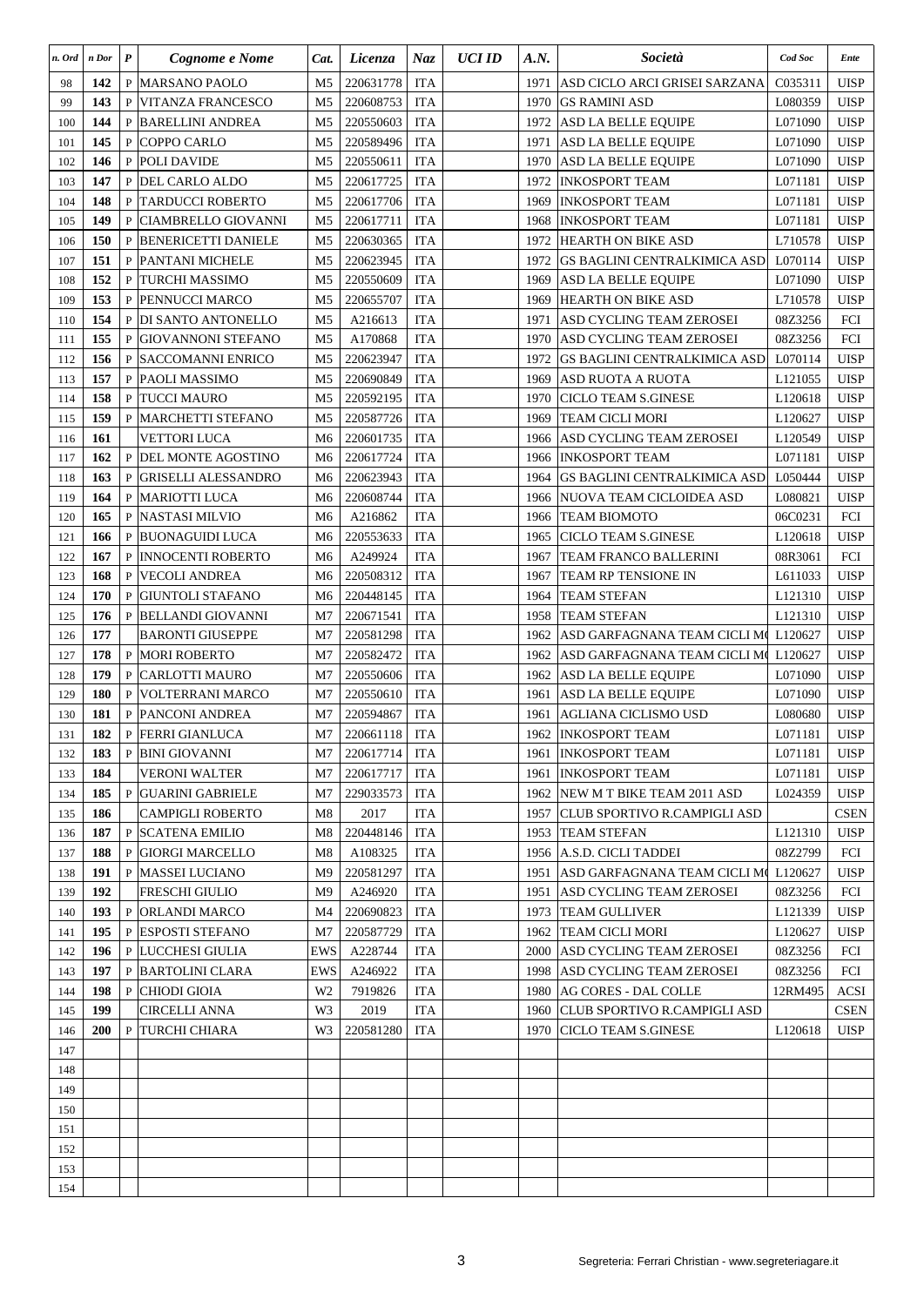| n. Ord | n Dor | P | Cognome e Nome | Cat. | Licenza | Naz | UCI ID | A.N. | Società | Cod Soc | Ente |
|---|---|---|---|---|---|---|---|---|---|---|---|
| 98 | 142 | P | MARSANO PAOLO | M5 | 220631778 | ITA | | 1971 | ASD CICLO ARCI GRISEI SARZANA | C035311 | UISP |
| 99 | 143 | P | VITANZA FRANCESCO | M5 | 220608753 | ITA | | 1970 | GS RAMINI ASD | L080359 | UISP |
| 100 | 144 | P | BARELLINI ANDREA | M5 | 220550603 | ITA | | 1972 | ASD LA BELLE EQUIPE | L071090 | UISP |
| 101 | 145 | P | COPPO CARLO | M5 | 220589496 | ITA | | 1971 | ASD LA BELLE EQUIPE | L071090 | UISP |
| 102 | 146 | P | POLI DAVIDE | M5 | 220550611 | ITA | | 1970 | ASD LA BELLE EQUIPE | L071090 | UISP |
| 103 | 147 | P | DEL CARLO ALDO | M5 | 220617725 | ITA | | 1972 | INKOSPORT TEAM | L071181 | UISP |
| 104 | 148 | P | TARDUCCI ROBERTO | M5 | 220617706 | ITA | | 1969 | INKOSPORT TEAM | L071181 | UISP |
| 105 | 149 | P | CIAMBRELLO GIOVANNI | M5 | 220617711 | ITA | | 1968 | INKOSPORT TEAM | L071181 | UISP |
| 106 | 150 | P | BENERICETTI DANIELE | M5 | 220630365 | ITA | | 1972 | HEARTH ON BIKE ASD | L710578 | UISP |
| 107 | 151 | P | PANTANI MICHELE | M5 | 220623945 | ITA | | 1972 | GS BAGLINI CENTRALKIMICA ASD | L070114 | UISP |
| 108 | 152 | P | TURCHI MASSIMO | M5 | 220550609 | ITA | | 1969 | ASD LA BELLE EQUIPE | L071090 | UISP |
| 109 | 153 | P | PENNUCCI MARCO | M5 | 220655707 | ITA | | 1969 | HEARTH ON BIKE ASD | L710578 | UISP |
| 110 | 154 | P | DI SANTO ANTONELLO | M5 | A216613 | ITA | | 1971 | ASD CYCLING TEAM ZEROSEI | 08Z3256 | FCI |
| 111 | 155 | P | GIOVANNONI STEFANO | M5 | A170868 | ITA | | 1970 | ASD CYCLING TEAM ZEROSEI | 08Z3256 | FCI |
| 112 | 156 | P | SACCOMANNI ENRICO | M5 | 220623947 | ITA | | 1972 | GS BAGLINI CENTRALKIMICA ASD | L070114 | UISP |
| 113 | 157 | P | PAOLI MASSIMO | M5 | 220690849 | ITA | | 1969 | ASD RUOTA A RUOTA | L121055 | UISP |
| 114 | 158 | P | TUCCI MAURO | M5 | 220592195 | ITA | | 1970 | CICLO TEAM S.GINESE | L120618 | UISP |
| 115 | 159 | P | MARCHETTI STEFANO | M5 | 220587726 | ITA | | 1969 | TEAM CICLI MORI | L120627 | UISP |
| 116 | 161 | | VETTORI LUCA | M6 | 220601735 | ITA | | 1966 | ASD CYCLING TEAM ZEROSEI | L120549 | UISP |
| 117 | 162 | P | DEL MONTE AGOSTINO | M6 | 220617724 | ITA | | 1966 | INKOSPORT TEAM | L071181 | UISP |
| 118 | 163 | P | GRISELLI ALESSANDRO | M6 | 220623943 | ITA | | 1964 | GS BAGLINI CENTRALKIMICA ASD | L050444 | UISP |
| 119 | 164 | P | MARIOTTI LUCA | M6 | 220608744 | ITA | | 1966 | NUOVA TEAM CICLOIDEA ASD | L080821 | UISP |
| 120 | 165 | P | NASTASI MILVIO | M6 | A216862 | ITA | | 1966 | TEAM BIOMOTO | 06C0231 | FCI |
| 121 | 166 | P | BUONAGUIDI LUCA | M6 | 220553633 | ITA | | 1965 | CICLO TEAM S.GINESE | L120618 | UISP |
| 122 | 167 | P | INNOCENTI ROBERTO | M6 | A249924 | ITA | | 1967 | TEAM FRANCO BALLERINI | 08R3061 | FCI |
| 123 | 168 | P | VECOLI ANDREA | M6 | 220508312 | ITA | | 1967 | TEAM RP TENSIONE IN | L611033 | UISP |
| 124 | 170 | P | GIUNTOLI STAFANO | M6 | 220448145 | ITA | | 1964 | TEAM STEFAN | L121310 | UISP |
| 125 | 176 | P | BELLANDI GIOVANNI | M7 | 220671541 | ITA | | 1958 | TEAM STEFAN | L121310 | UISP |
| 126 | 177 | | BARONTI GIUSEPPE | M7 | 220581298 | ITA | | 1962 | ASD GARFAGNANA TEAM CICLI MO | L120627 | UISP |
| 127 | 178 | P | MORI ROBERTO | M7 | 220582472 | ITA | | 1962 | ASD GARFAGNANA TEAM CICLI MO | L120627 | UISP |
| 128 | 179 | P | CARLOTTI MAURO | M7 | 220550606 | ITA | | 1962 | ASD LA BELLE EQUIPE | L071090 | UISP |
| 129 | 180 | P | VOLTERRANI MARCO | M7 | 220550610 | ITA | | 1961 | ASD LA BELLE EQUIPE | L071090 | UISP |
| 130 | 181 | P | PANCONI ANDREA | M7 | 220594867 | ITA | | 1961 | AGLIANA CICLISMO USD | L080680 | UISP |
| 131 | 182 | P | FERRI GIANLUCA | M7 | 220661118 | ITA | | 1962 | INKOSPORT TEAM | L071181 | UISP |
| 132 | 183 | P | BINI GIOVANNI | M7 | 220617714 | ITA | | 1961 | INKOSPORT TEAM | L071181 | UISP |
| 133 | 184 | | VERONI WALTER | M7 | 220617717 | ITA | | 1961 | INKOSPORT TEAM | L071181 | UISP |
| 134 | 185 | P | GUARINI GABRIELE | M7 | 229033573 | ITA | | 1962 | NEW M T BIKE TEAM 2011 ASD | L024359 | UISP |
| 135 | 186 | | CAMPIGLI ROBERTO | M8 | 2017 | ITA | | 1957 | CLUB SPORTIVO R.CAMPIGLI ASD | | CSEN |
| 136 | 187 | P | SCATENA EMILIO | M8 | 220448146 | ITA | | 1953 | TEAM STEFAN | L121310 | UISP |
| 137 | 188 | P | GIORGI MARCELLO | M8 | A108325 | ITA | | 1956 | A.S.D. CICLI TADDEI | 08Z2799 | FCI |
| 138 | 191 | P | MASSEI LUCIANO | M9 | 220581297 | ITA | | 1951 | ASD GARFAGNANA TEAM CICLI MO | L120627 | UISP |
| 139 | 192 | | FRESCHI GIULIO | M9 | A246920 | ITA | | 1951 | ASD CYCLING TEAM ZEROSEI | 08Z3256 | FCI |
| 140 | 193 | P | ORLANDI MARCO | M4 | 220690823 | ITA | | 1973 | TEAM GULLIVER | L121339 | UISP |
| 141 | 195 | P | ESPOSTI STEFANO | M7 | 220587729 | ITA | | 1962 | TEAM CICLI MORI | L120627 | UISP |
| 142 | 196 | P | LUCCHESI GIULIA | EWS | A228744 | ITA | | 2000 | ASD CYCLING TEAM ZEROSEI | 08Z3256 | FCI |
| 143 | 197 | P | BARTOLINI CLARA | EWS | A246922 | ITA | | 1998 | ASD CYCLING TEAM ZEROSEI | 08Z3256 | FCI |
| 144 | 198 | P | CHIODI GIOIA | W2 | 7919826 | ITA | | 1980 | AG CORES - DAL COLLE | 12RM495 | ACSI |
| 145 | 199 | | CIRCELLI ANNA | W3 | 2019 | ITA | | 1960 | CLUB SPORTIVO R.CAMPIGLI ASD | | CSEN |
| 146 | 200 | P | TURCHI CHIARA | W3 | 220581280 | ITA | | 1970 | CICLO TEAM S.GINESE | L120618 | UISP |
| 147 | | | | | | | | | | | |
| 148 | | | | | | | | | | | |
| 149 | | | | | | | | | | | |
| 150 | | | | | | | | | | | |
| 151 | | | | | | | | | | | |
| 152 | | | | | | | | | | | |
| 153 | | | | | | | | | | | |
| 154 | | | | | | | | | | | |

Segreteria: Ferrari Christian - www.segreteriagare.it